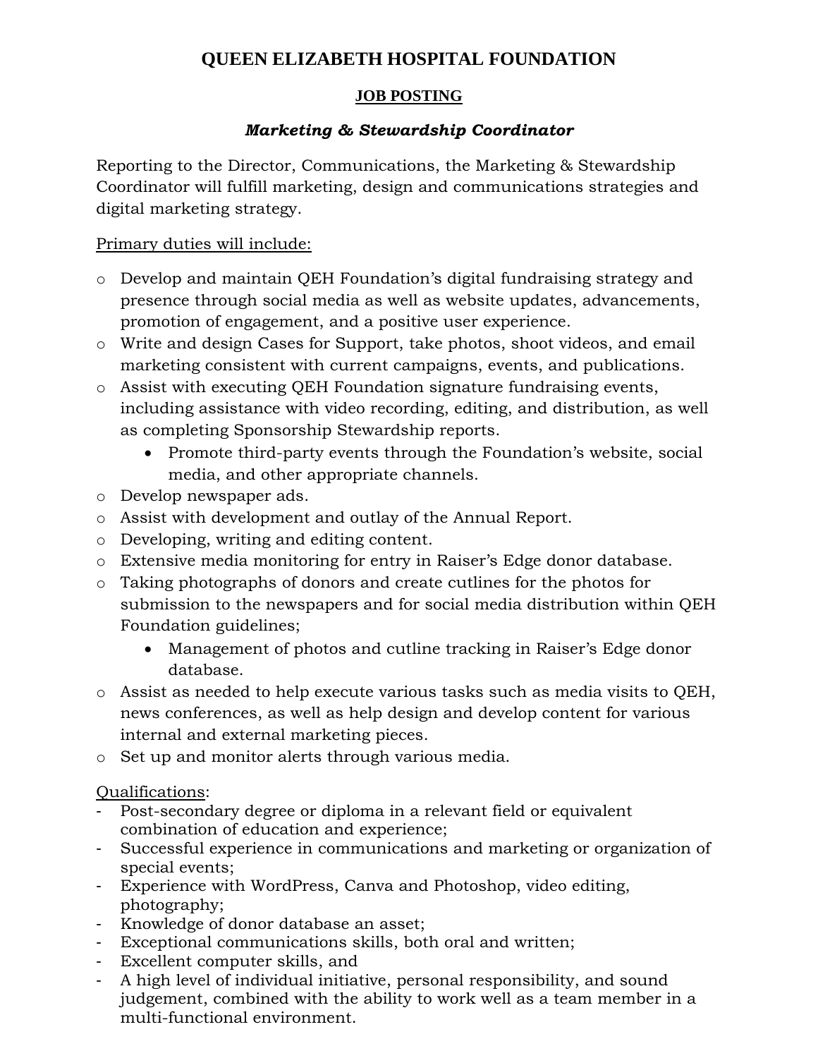# QUEEN ELIZABETH HOSPITAL FOUNDATION

## JOB POSTING

### *Marketing & Stewardship Coordinator*

Reporting to the Director, Communications, the Marketing & Stewardship Coordinator will fulfill marketing, design and communications strategies and digital marketing strategy.

Primary duties will include:

- Develop and maintain QEH Foundation's digital fundraising strategy and presence through social media as well as website updates, advancements, promotion of engagement, and a positive user experience.
- Write and design Cases for Support, take photos, shoot videos, and email marketing consistent with current campaigns, events, and publications.
- Assist with executing QEH Foundation signature fundraising events, including assistance with video recording, editing, and distribution, as well as completing Sponsorship Stewardship reports.
    - Promote third-party events through the Foundation's website, social media, and other appropriate channels.
- Develop newspaper ads.
- Assist with development and outlay of the Annual Report.
- Developing, writing and editing content.
- Extensive media monitoring for entry in Raiser's Edge donor database.
- Taking photographs of donors and create cutlines for the photos for submission to the newspapers and for social media distribution within QEH Foundation guidelines;
    - Management of photos and cutline tracking in Raiser's Edge donor database.
- Assist as needed to help execute various tasks such as media visits to QEH, news conferences, as well as help design and develop content for various internal and external marketing pieces.
- Set up and monitor alerts through various media.

Qualifications:

- Post-secondary degree or diploma in a relevant field or equivalent combination of education and experience;
- Successful experience in communications and marketing or organization of special events;
- Experience with WordPress, Canva and Photoshop, video editing, photography;
- Knowledge of donor database an asset;
- Exceptional communications skills, both oral and written;
- Excellent computer skills, and
- A high level of individual initiative, personal responsibility, and sound judgement, combined with the ability to work well as a team member in a multi-functional environment.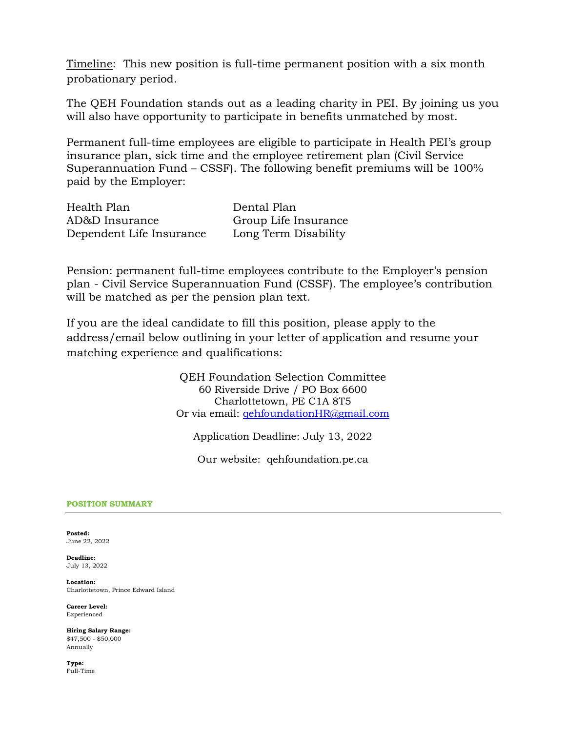Timeline: This new position is full-time permanent position with a six month probationary period.

The QEH Foundation stands out as a leading charity in PEI. By joining us you will also have opportunity to participate in benefits unmatched by most.

Permanent full-time employees are eligible to participate in Health PEI's group insurance plan, sick time and the employee retirement plan (Civil Service Superannuation Fund – CSSF). The following benefit premiums will be 100% paid by the Employer:

| | |
|---|---|
| Health Plan | Dental Plan |
| AD&D Insurance | Group Life Insurance |
| Dependent Life Insurance | Long Term Disability |

Pension: permanent full-time employees contribute to the Employer's pension plan - Civil Service Superannuation Fund (CSSF). The employee's contribution will be matched as per the pension plan text.

If you are the ideal candidate to fill this position, please apply to the address/email below outlining in your letter of application and resume your matching experience and qualifications:

QEH Foundation Selection Committee
60 Riverside Drive / PO Box 6600
Charlottetown, PE C1A 8T5
Or via email: qehfoundationHR@gmail.com

Application Deadline: July 13, 2022

Our website: qehfoundation.pe.ca

## POSITION SUMMARY

**Posted:**
June 22, 2022

**Deadline:**
July 13, 2022

**Location:**
Charlottetown, Prince Edward Island

**Career Level:**
Experienced

**Hiring Salary Range:**
$47,500 - $50,000
Annually

**Type:**
Full-Time